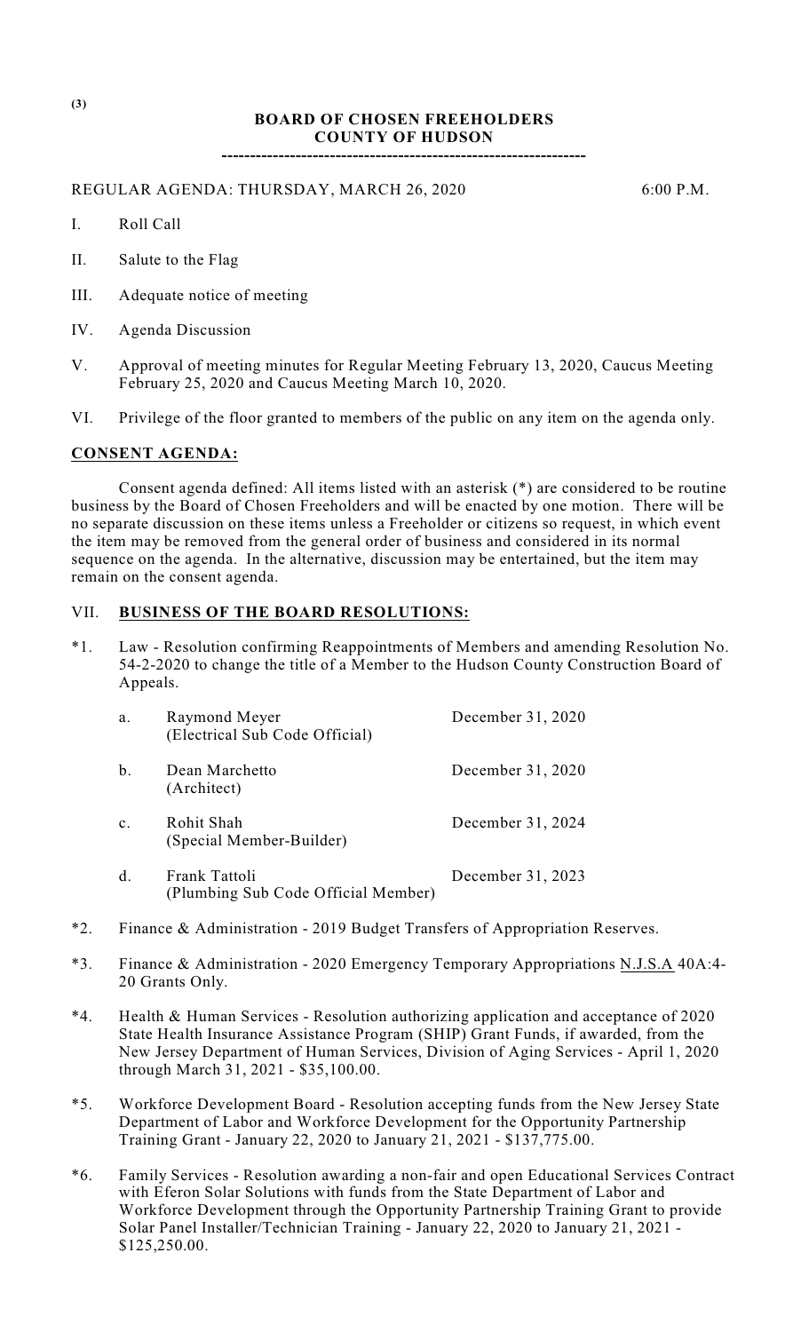(3)

# BOARD OF CHOSEN FREEHOLDERS
# COUNTY OF HUDSON

---

REGULAR AGENDA: THURSDAY, MARCH 26, 2020 6:00 P.M.

I. Roll Call

II. Salute to the Flag

III. Adequate notice of meeting

IV. Agenda Discussion

V. Approval of meeting minutes for Regular Meeting February 13, 2020, Caucus Meeting February 25, 2020 and Caucus Meeting March 10, 2020.

VI. Privilege of the floor granted to members of the public on any item on the agenda only.

## CONSENT AGENDA:

Consent agenda defined: All items listed with an asterisk (*) are considered to be routine business by the Board of Chosen Freeholders and will be enacted by one motion. There will be no separate discussion on these items unless a Freeholder or citizens so request, in which event the item may be removed from the general order of business and considered in its normal sequence on the agenda. In the alternative, discussion may be entertained, but the item may remain on the consent agenda.

## VII. BUSINESS OF THE BOARD RESOLUTIONS:

*1. Law - Resolution confirming Reappointments of Members and amending Resolution No. 54-2-2020 to change the title of a Member to the Hudson County Construction Board of Appeals.

| | | |
|---|---|---|
| a. | Raymond Meyer (Electrical Sub Code Official) | December 31, 2020 |
| b. | Dean Marchetto (Architect) | December 31, 2020 |
| c. | Rohit Shah (Special Member-Builder) | December 31, 2024 |
| d. | Frank Tattoli (Plumbing Sub Code Official Member) | December 31, 2023 |

*2. Finance & Administration - 2019 Budget Transfers of Appropriation Reserves.

*3. Finance & Administration - 2020 Emergency Temporary Appropriations N.J.S.A 40A:4-20 Grants Only.

*4. Health & Human Services - Resolution authorizing application and acceptance of 2020 State Health Insurance Assistance Program (SHIP) Grant Funds, if awarded, from the New Jersey Department of Human Services, Division of Aging Services - April 1, 2020 through March 31, 2021 - $35,100.00.

*5. Workforce Development Board - Resolution accepting funds from the New Jersey State Department of Labor and Workforce Development for the Opportunity Partnership Training Grant - January 22, 2020 to January 21, 2021 - $137,775.00.

*6. Family Services - Resolution awarding a non-fair and open Educational Services Contract with Eferon Solar Solutions with funds from the State Department of Labor and Workforce Development through the Opportunity Partnership Training Grant to provide Solar Panel Installer/Technician Training - January 22, 2020 to January 21, 2021 - $125,250.00.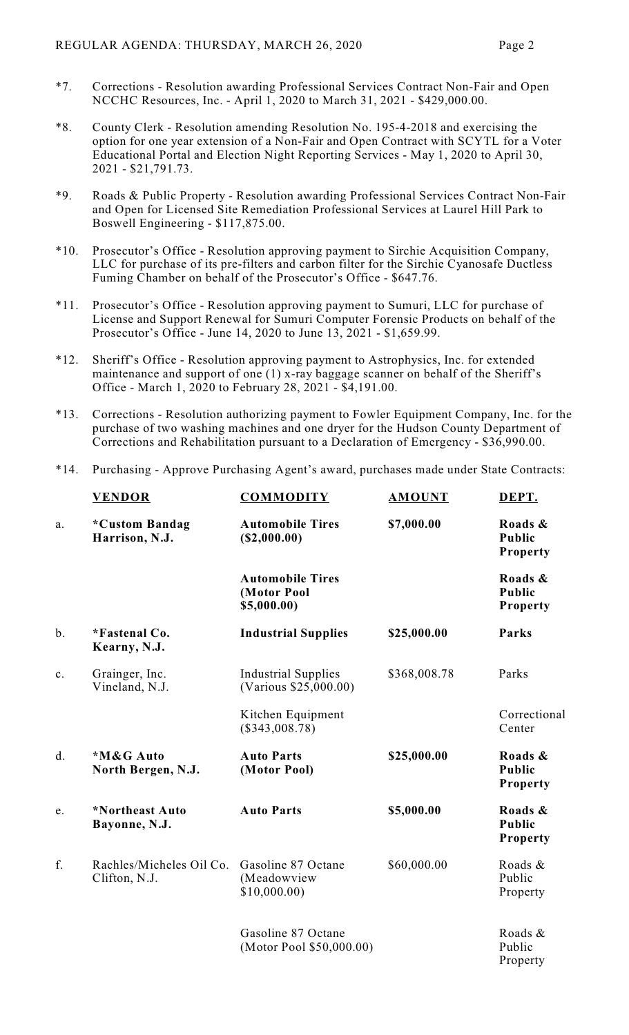*7. Corrections - Resolution awarding Professional Services Contract Non-Fair and Open NCCHC Resources, Inc. - April 1, 2020 to March 31, 2021 - $429,000.00.

*8. County Clerk - Resolution amending Resolution No. 195-4-2018 and exercising the option for one year extension of a Non-Fair and Open Contract with SCYTL for a Voter Educational Portal and Election Night Reporting Services - May 1, 2020 to April 30, 2021 - $21,791.73.

*9. Roads & Public Property - Resolution awarding Professional Services Contract Non-Fair and Open for Licensed Site Remediation Professional Services at Laurel Hill Park to Boswell Engineering - $117,875.00.

*10. Prosecutor's Office - Resolution approving payment to Sirchie Acquisition Company, LLC for purchase of its pre-filters and carbon filter for the Sirchie Cyanosafe Ductless Fuming Chamber on behalf of the Prosecutor's Office - $647.76.

*11. Prosecutor's Office - Resolution approving payment to Sumuri, LLC for purchase of License and Support Renewal for Sumuri Computer Forensic Products on behalf of the Prosecutor's Office - June 14, 2020 to June 13, 2021 - $1,659.99.

*12. Sheriff's Office - Resolution approving payment to Astrophysics, Inc. for extended maintenance and support of one (1) x-ray baggage scanner on behalf of the Sheriff's Office - March 1, 2020 to February 28, 2021 - $4,191.00.

*13. Corrections - Resolution authorizing payment to Fowler Equipment Company, Inc. for the purchase of two washing machines and one dryer for the Hudson County Department of Corrections and Rehabilitation pursuant to a Declaration of Emergency - $36,990.00.

*14. Purchasing - Approve Purchasing Agent's award, purchases made under State Contracts:

| | VENDOR | COMMODITY | AMOUNT | DEPT. |
|---|---|---|---|---|
| a. | **\*Custom Bandag Harrison, N.J.** | **Automobile Tires ($2,000.00)** | **$7,000.00** | **Roads & Public Property** |
| | | **Automobile Tires (Motor Pool $5,000.00)** | | **Roads & Public Property** |
| b. | **\*Fastenal Co. Kearny, N.J.** | **Industrial Supplies** | **$25,000.00** | **Parks** |
| c. | Grainger, Inc. Vineland, N.J. | Industrial Supplies (Various $25,000.00) | $368,008.78 | Parks |
| | | Kitchen Equipment ($343,008.78) | | Correctional Center |
| d. | **\*M&G Auto North Bergen, N.J.** | **Auto Parts (Motor Pool)** | **$25,000.00** | **Roads & Public Property** |
| e. | **\*Northeast Auto Bayonne, N.J.** | **Auto Parts** | **$5,000.00** | **Roads & Public Property** |
| f. | Rachles/Micheles Oil Co. Clifton, N.J. | Gasoline 87 Octane (Meadowview $10,000.00) | $60,000.00 | Roads & Public Property |
| | | Gasoline 87 Octane (Motor Pool $50,000.00) | | Roads & Public Property |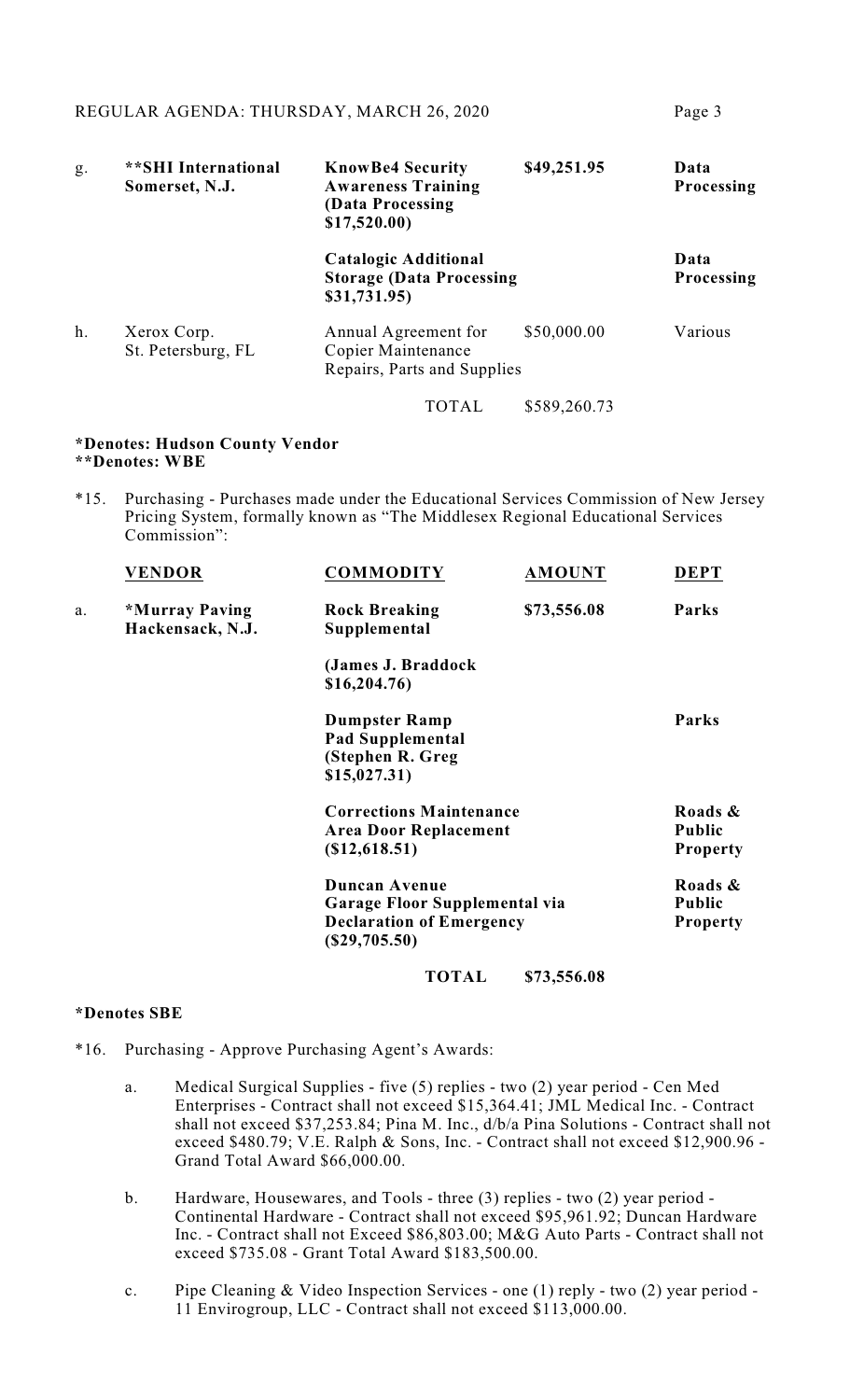| | | | | |
|---|---|---|---|---|
| g. | **\*\*SHI International Somerset, N.J.** | **KnowBe4 Security Awareness Training (Data Processing $17,520.00)** | **$49,251.95** | **Data Processing** |
| | | **Catalogic Additional Storage (Data Processing $31,731.95)** | | **Data Processing** |
| h. | Xerox Corp. St. Petersburg, FL | Annual Agreement for Copier Maintenance Repairs, Parts and Supplies | $50,000.00 | Various |
| | | TOTAL | $589,260.73 | |

**\*Denotes: Hudson County Vendor**
**\*\*Denotes: WBE**

\*15. Purchasing - Purchases made under the Educational Services Commission of New Jersey Pricing System, formally known as "The Middlesex Regional Educational Services Commission":

| | VENDOR | COMMODITY | AMOUNT | DEPT |
|---|---|---|---|---|
| a. | **\*Murray Paving Hackensack, N.J.** | **Rock Breaking Supplemental** | **$73,556.08** | **Parks** |
| | | **(James J. Braddock $16,204.76)** | | |
| | | **Dumpster Ramp Pad Supplemental (Stephen R. Greg $15,027.31)** | | **Parks** |
| | | **Corrections Maintenance Area Door Replacement ($12,618.51)** | | **Roads & Public Property** |
| | | **Duncan Avenue Garage Floor Supplemental via Declaration of Emergency ($29,705.50)** | | **Roads & Public Property** |
| | | **TOTAL** | **$73,556.08** | |

**\*Denotes SBE**

\*16. Purchasing - Approve Purchasing Agent's Awards:

a. Medical Surgical Supplies - five (5) replies - two (2) year period - Cen Med Enterprises - Contract shall not exceed $15,364.41; JML Medical Inc. - Contract shall not exceed $37,253.84; Pina M. Inc., d/b/a Pina Solutions - Contract shall not exceed $480.79; V.E. Ralph & Sons, Inc. - Contract shall not exceed $12,900.96 - Grand Total Award $66,000.00.

b. Hardware, Housewares, and Tools - three (3) replies - two (2) year period - Continental Hardware - Contract shall not exceed $95,961.92; Duncan Hardware Inc. - Contract shall not Exceed $86,803.00; M&G Auto Parts - Contract shall not exceed $735.08 - Grant Total Award $183,500.00.

c. Pipe Cleaning & Video Inspection Services - one (1) reply - two (2) year period - 11 Envirogroup, LLC - Contract shall not exceed $113,000.00.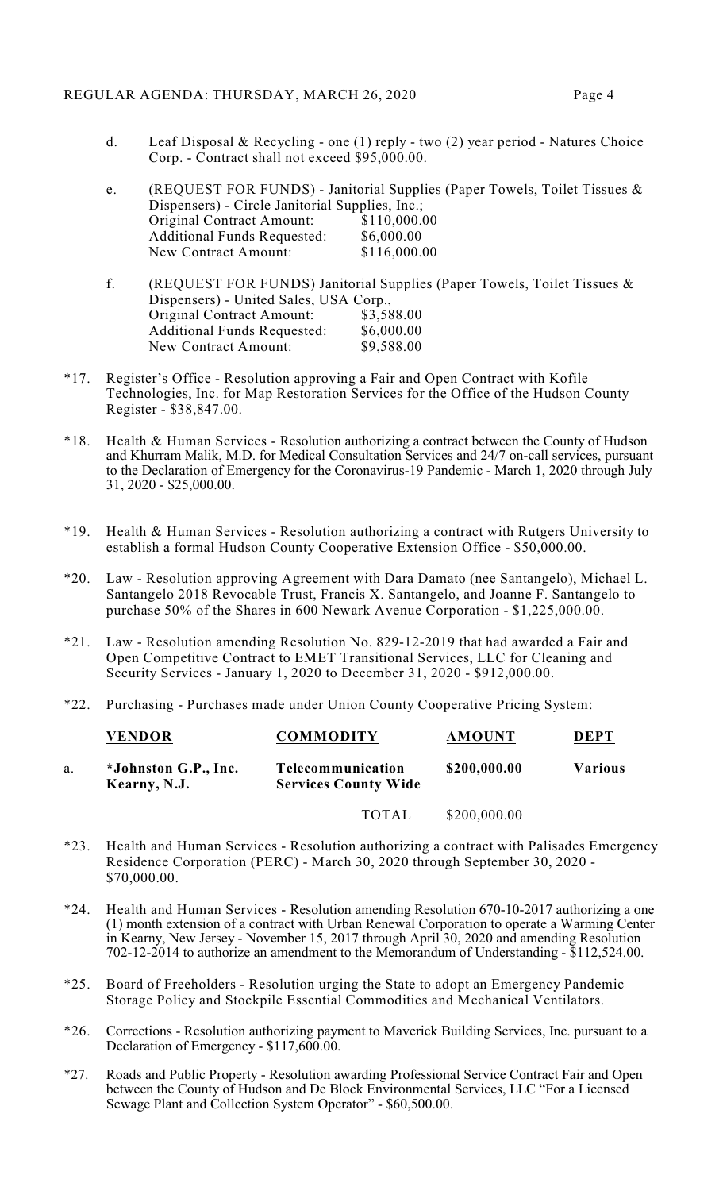d. Leaf Disposal & Recycling - one (1) reply - two (2) year period - Natures Choice Corp. - Contract shall not exceed $95,000.00.

e. (REQUEST FOR FUNDS) - Janitorial Supplies (Paper Towels, Toilet Tissues & Dispensers) - Circle Janitorial Supplies, Inc.;

| | |
|---|---|
| Original Contract Amount: | $110,000.00 |
| Additional Funds Requested: | $6,000.00 |
| New Contract Amount: | $116,000.00 |

f. (REQUEST FOR FUNDS) Janitorial Supplies (Paper Towels, Toilet Tissues & Dispensers) - United Sales, USA Corp.,

| | |
|---|---|
| Original Contract Amount: | $3,588.00 |
| Additional Funds Requested: | $6,000.00 |
| New Contract Amount: | $9,588.00 |

*17. Register's Office - Resolution approving a Fair and Open Contract with Kofile Technologies, Inc. for Map Restoration Services for the Office of the Hudson County Register - $38,847.00.

*18. Health & Human Services - Resolution authorizing a contract between the County of Hudson and Khurram Malik, M.D. for Medical Consultation Services and 24/7 on-call services, pursuant to the Declaration of Emergency for the Coronavirus-19 Pandemic - March 1, 2020 through July 31, 2020 - $25,000.00.

*19. Health & Human Services - Resolution authorizing a contract with Rutgers University to establish a formal Hudson County Cooperative Extension Office - $50,000.00.

*20. Law - Resolution approving Agreement with Dara Damato (nee Santangelo), Michael L. Santangelo 2018 Revocable Trust, Francis X. Santangelo, and Joanne F. Santangelo to purchase 50% of the Shares in 600 Newark Avenue Corporation - $1,225,000.00.

*21. Law - Resolution amending Resolution No. 829-12-2019 that had awarded a Fair and Open Competitive Contract to EMET Transitional Services, LLC for Cleaning and Security Services - January 1, 2020 to December 31, 2020 - $912,000.00.

*22. Purchasing - Purchases made under Union County Cooperative Pricing System:

| | VENDOR | COMMODITY | AMOUNT | DEPT |
|---|---|---|---|---|
| a. | **\*Johnston G.P., Inc. Kearny, N.J.** | **Telecommunication Services County Wide** | **$200,000.00** | **Various** |
| | | TOTAL | $200,000.00 | |

*23. Health and Human Services - Resolution authorizing a contract with Palisades Emergency Residence Corporation (PERC) - March 30, 2020 through September 30, 2020 - $70,000.00.

*24. Health and Human Services - Resolution amending Resolution 670-10-2017 authorizing a one (1) month extension of a contract with Urban Renewal Corporation to operate a Warming Center in Kearny, New Jersey - November 15, 2017 through April 30, 2020 and amending Resolution 702-12-2014 to authorize an amendment to the Memorandum of Understanding - $112,524.00.

*25. Board of Freeholders - Resolution urging the State to adopt an Emergency Pandemic Storage Policy and Stockpile Essential Commodities and Mechanical Ventilators.

*26. Corrections - Resolution authorizing payment to Maverick Building Services, Inc. pursuant to a Declaration of Emergency - $117,600.00.

*27. Roads and Public Property - Resolution awarding Professional Service Contract Fair and Open between the County of Hudson and De Block Environmental Services, LLC "For a Licensed Sewage Plant and Collection System Operator" - $60,500.00.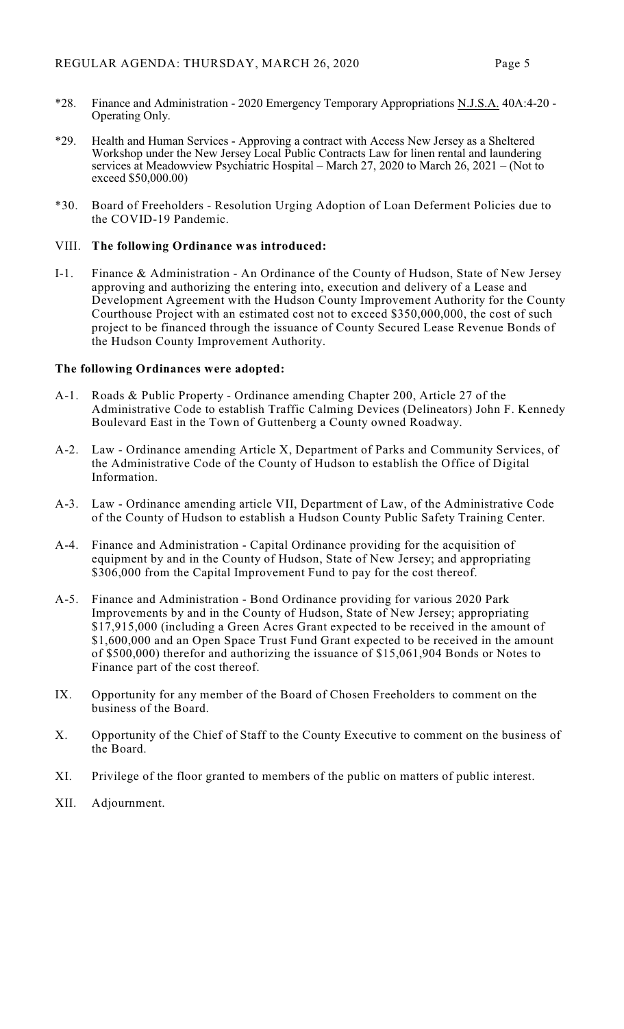*28. Finance and Administration - 2020 Emergency Temporary Appropriations N.J.S.A. 40A:4-20 - Operating Only.

*29. Health and Human Services - Approving a contract with Access New Jersey as a Sheltered Workshop under the New Jersey Local Public Contracts Law for linen rental and laundering services at Meadowview Psychiatric Hospital – March 27, 2020 to March 26, 2021 – (Not to exceed $50,000.00)

*30. Board of Freeholders - Resolution Urging Adoption of Loan Deferment Policies due to the COVID-19 Pandemic.

VIII. **The following Ordinance was introduced:**

I-1. Finance & Administration - An Ordinance of the County of Hudson, State of New Jersey approving and authorizing the entering into, execution and delivery of a Lease and Development Agreement with the Hudson County Improvement Authority for the County Courthouse Project with an estimated cost not to exceed $350,000,000, the cost of such project to be financed through the issuance of County Secured Lease Revenue Bonds of the Hudson County Improvement Authority.

**The following Ordinances were adopted:**

A-1. Roads & Public Property - Ordinance amending Chapter 200, Article 27 of the Administrative Code to establish Traffic Calming Devices (Delineators) John F. Kennedy Boulevard East in the Town of Guttenberg a County owned Roadway.

A-2. Law - Ordinance amending Article X, Department of Parks and Community Services, of the Administrative Code of the County of Hudson to establish the Office of Digital Information.

A-3. Law - Ordinance amending article VII, Department of Law, of the Administrative Code of the County of Hudson to establish a Hudson County Public Safety Training Center.

A-4. Finance and Administration - Capital Ordinance providing for the acquisition of equipment by and in the County of Hudson, State of New Jersey; and appropriating $306,000 from the Capital Improvement Fund to pay for the cost thereof.

A-5. Finance and Administration - Bond Ordinance providing for various 2020 Park Improvements by and in the County of Hudson, State of New Jersey; appropriating $17,915,000 (including a Green Acres Grant expected to be received in the amount of $1,600,000 and an Open Space Trust Fund Grant expected to be received in the amount of $500,000) therefor and authorizing the issuance of $15,061,904 Bonds or Notes to Finance part of the cost thereof.

IX. Opportunity for any member of the Board of Chosen Freeholders to comment on the business of the Board.

X. Opportunity of the Chief of Staff to the County Executive to comment on the business of the Board.

XI. Privilege of the floor granted to members of the public on matters of public interest.

XII. Adjournment.